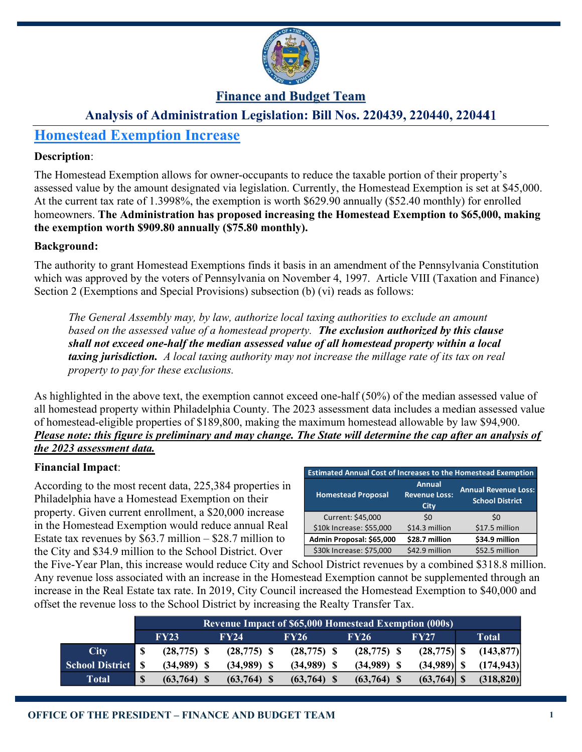## Finance and Budget Team

## Analysis of Administration Legislation: Bill Nos. 220439, 220440, 220441

# Homestead Exemption Increase

**Description**:

The Homestead Exemption allows for owner-occupants to reduce the taxable portion of their property's assessed value by the amount designated via legislation. Currently, the Homestead Exemption is set at $45,000. At the current tax rate of 1.3998%, the exemption is worth $629.90 annually ($52.40 monthly) for enrolled homeowners. **The Administration has proposed increasing the Homestead Exemption to $65,000, making the exemption worth $909.80 annually ($75.80 monthly).**

**Background:**

The authority to grant Homestead Exemptions finds it basis in an amendment of the Pennsylvania Constitution which was approved by the voters of Pennsylvania on November 4, 1997. Article VIII (Taxation and Finance) Section 2 (Exemptions and Special Provisions) subsection (b) (vi) reads as follows:

> *The General Assembly may, by law, authorize local taxing authorities to exclude an amount based on the assessed value of a homestead property.* ***The exclusion authorized by this clause shall not exceed one-half the median assessed value of all homestead property within a local taxing jurisdiction.*** *A local taxing authority may not increase the millage rate of its tax on real property to pay for these exclusions.*

As highlighted in the above text, the exemption cannot exceed one-half (50%) of the median assessed value of all homestead property within Philadelphia County. The 2023 assessment data includes a median assessed value of homestead-eligible properties of $189,800, making the maximum homestead allowable by law $94,900. ***Please note: this figure is preliminary and may change. The State will determine the cap after an analysis of the 2023 assessment data.***

**Financial Impact**:

According to the most recent data, 225,384 properties in Philadelphia have a Homestead Exemption on their property. Given current enrollment, a $20,000 increase in the Homestead Exemption would reduce annual Real Estate tax revenues by $63.7 million – $28.7 million to the City and $34.9 million to the School District. Over the Five-Year Plan, this increase would reduce City and School District revenues by a combined $318.8 million. Any revenue loss associated with an increase in the Homestead Exemption cannot be supplemented through an increase in the Real Estate tax rate. In 2019, City Council increased the Homestead Exemption to $40,000 and offset the revenue loss to the School District by increasing the Realty Transfer Tax.

| Estimated Annual Cost of Increases to the Homestead Exemption | | |
|---|---|---|
| Homestead Proposal | Annual Revenue Loss: City | Annual Revenue Loss: School District |
| Current: $45,000 | $0 | $0 |
| $10k Increase: $55,000 | $14.3 million | $17.5 million |
| **Admin Proposal: $65,000** | **$28.7 million** | **$34.9 million** |
| $30k Increase: $75,000 | $42.9 million | $52.5 million |

| | Revenue Impact of $65,000 Homestead Exemption (000s) | | | | | |
|---|---|---|---|---|---|---|
| | FY23 | FY24 | FY26 | FY26 | FY27 | Total |
| **City** | $ (28,775) | $ (28,775) | $ (28,775) | $ (28,775) | $ (28,775) | $ (143,877) |
| **School District** | $ (34,989) | $ (34,989) | $ (34,989) | $ (34,989) | $ (34,989) | $ (174,943) |
| **Total** | $ (63,764) | $ (63,764) | $ (63,764) | $ (63,764) | $ (63,764) | $ (318,820) |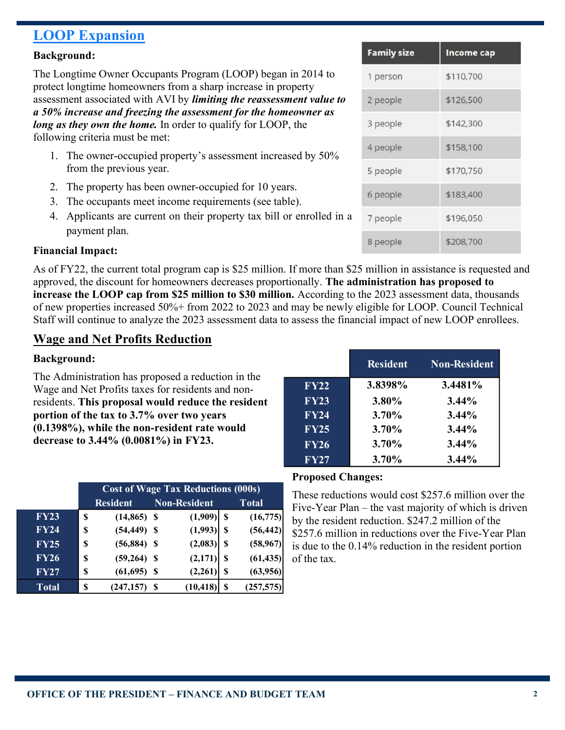## LOOP Expansion

**Background:**

The Longtime Owner Occupants Program (LOOP) began in 2014 to protect longtime homeowners from a sharp increase in property assessment associated with AVI by ***limiting the reassessment value to a 50% increase and freezing the assessment for the homeowner as long as they own the home.*** In order to qualify for LOOP, the following criteria must be met:

1. The owner-occupied property's assessment increased by 50% from the previous year.
2. The property has been owner-occupied for 10 years.
3. The occupants meet income requirements (see table).
4. Applicants are current on their property tax bill or enrolled in a payment plan.

| Family size | Income cap |
|---|---|
| 1 person | $110,700 |
| 2 people | $126,500 |
| 3 people | $142,300 |
| 4 people | $158,100 |
| 5 people | $170,750 |
| 6 people | $183,400 |
| 7 people | $196,050 |
| 8 people | $208,700 |

**Financial Impact:**

As of FY22, the current total program cap is $25 million. If more than $25 million in assistance is requested and approved, the discount for homeowners decreases proportionally. **The administration has proposed to increase the LOOP cap from $25 million to $30 million.** According to the 2023 assessment data, thousands of new properties increased 50%+ from 2022 to 2023 and may be newly eligible for LOOP. Council Technical Staff will continue to analyze the 2023 assessment data to assess the financial impact of new LOOP enrollees.

## Wage and Net Profits Reduction

**Background:**

The Administration has proposed a reduction in the Wage and Net Profits taxes for residents and non-residents. **This proposal would reduce the resident portion of the tax to 3.7% over two years (0.1398%), while the non-resident rate would decrease to 3.44% (0.0081%) in FY23.**

| | Resident | Non-Resident |
|---|---|---|
| FY22 | 3.8398% | 3.4481% |
| FY23 | 3.80% | 3.44% |
| FY24 | 3.70% | 3.44% |
| FY25 | 3.70% | 3.44% |
| FY26 | 3.70% | 3.44% |
| FY27 | 3.70% | 3.44% |

| | Cost of Wage Tax Reductions (000s) | | |
|---|---|---|---|
| | Resident | Non-Resident | Total |
| FY23 | $ (14,865) | $ (1,909) | $ (16,775) |
| FY24 | $ (54,449) | $ (1,993) | $ (56,442) |
| FY25 | $ (56,884) | $ (2,083) | $ (58,967) |
| FY26 | $ (59,264) | $ (2,171) | $ (61,435) |
| FY27 | $ (61,695) | $ (2,261) | $ (63,956) |
| Total | $ (247,157) | $ (10,418) | $ (257,575) |

**Proposed Changes:**

These reductions would cost $257.6 million over the Five-Year Plan – the vast majority of which is driven by the resident reduction. $247.2 million of the $257.6 million in reductions over the Five-Year Plan is due to the 0.14% reduction in the resident portion of the tax.